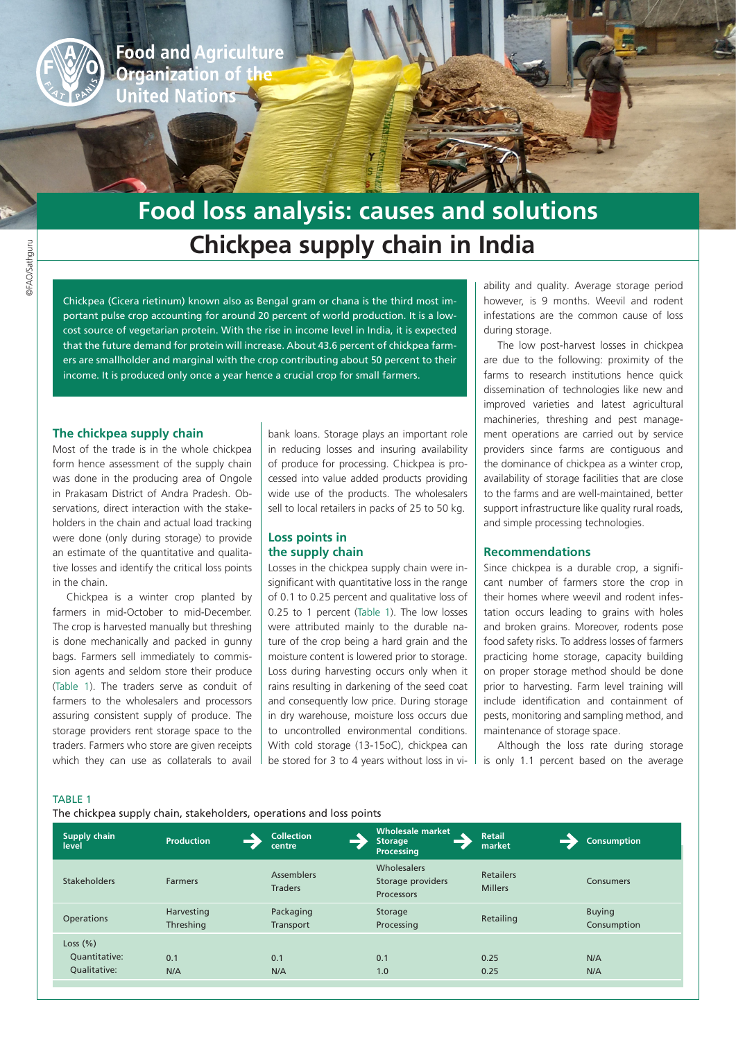Food and Agriculture Organization of the United Nations

©FAO/Sathguru

# Food loss analysis: causes and solutions

# Chickpea supply chain in India

Chickpea (Cicera rietinum) known also as Bengal gram or chana is the third most important pulse crop accounting for around 20 percent of world production. It is a low-cost source of vegetarian protein. With the rise in income level in India, it is expected that the future demand for protein will increase. About 43.6 percent of chickpea farmers are smallholder and marginal with the crop contributing about 50 percent to their income. It is produced only once a year hence a crucial crop for small farmers.

## The chickpea supply chain

Most of the trade is in the whole chickpea form hence assessment of the supply chain was done in the producing area of Ongole in Prakasam District of Andra Pradesh. Observations, direct interaction with the stakeholders in the chain and actual load tracking were done (only during storage) to provide an estimate of the quantitative and qualitative losses and identify the critical loss points in the chain.

Chickpea is a winter crop planted by farmers in mid-October to mid-December. The crop is harvested manually but threshing is done mechanically and packed in gunny bags. Farmers sell immediately to commission agents and seldom store their produce (Table 1). The traders serve as conduit of farmers to the wholesalers and processors assuring consistent supply of produce. The storage providers rent storage space to the traders. Farmers who store are given receipts which they can use as collaterals to avail bank loans. Storage plays an important role in reducing losses and insuring availability of produce for processing. Chickpea is processed into value added products providing wide use of the products. The wholesalers sell to local retailers in packs of 25 to 50 kg.

## Loss points in the supply chain

Losses in the chickpea supply chain were insignificant with quantitative loss in the range of 0.1 to 0.25 percent and qualitative loss of 0.25 to 1 percent (Table 1). The low losses were attributed mainly to the durable nature of the crop being a hard grain and the moisture content is lowered prior to storage. Loss during harvesting occurs only when it rains resulting in darkening of the seed coat and consequently low price. During storage in dry warehouse, moisture loss occurs due to uncontrolled environmental conditions. With cold storage (13-15oC), chickpea can be stored for 3 to 4 years without loss in viability and quality. Average storage period however, is 9 months. Weevil and rodent infestations are the common cause of loss during storage.

The low post-harvest losses in chickpea are due to the following: proximity of the farms to research institutions hence quick dissemination of technologies like new and improved varieties and latest agricultural machineries, threshing and pest management operations are carried out by service providers since farms are contiguous and the dominance of chickpea as a winter crop, availability of storage facilities that are close to the farms and are well-maintained, better support infrastructure like quality rural roads, and simple processing technologies.

## Recommendations

Since chickpea is a durable crop, a significant number of farmers store the crop in their homes where weevil and rodent infestation occurs leading to grains with holes and broken grains. Moreover, rodents pose food safety risks. To address losses of farmers practicing home storage, capacity building on proper storage method should be done prior to harvesting. Farm level training will include identification and containment of pests, monitoring and sampling method, and maintenance of storage space.

Although the loss rate during storage is only 1.1 percent based on the average

TABLE 1

The chickpea supply chain, stakeholders, operations and loss points

| Supply chain level | Production | Collection centre | Wholesale market Storage Processing | Retail market | Consumption |
|---|---|---|---|---|---|
| Stakeholders | Farmers | Assemblers Traders | Wholesalers Storage providers Processors | Retailers Millers | Consumers |
| Operations | Harvesting Threshing | Packaging Transport | Storage Processing | Retailing | Buying Consumption |
| Loss (%) | | | | | |
| Quantitative: | 0.1 | 0.1 | 0.1 | 0.25 | N/A |
| Qualitative: | N/A | N/A | 1.0 | 0.25 | N/A |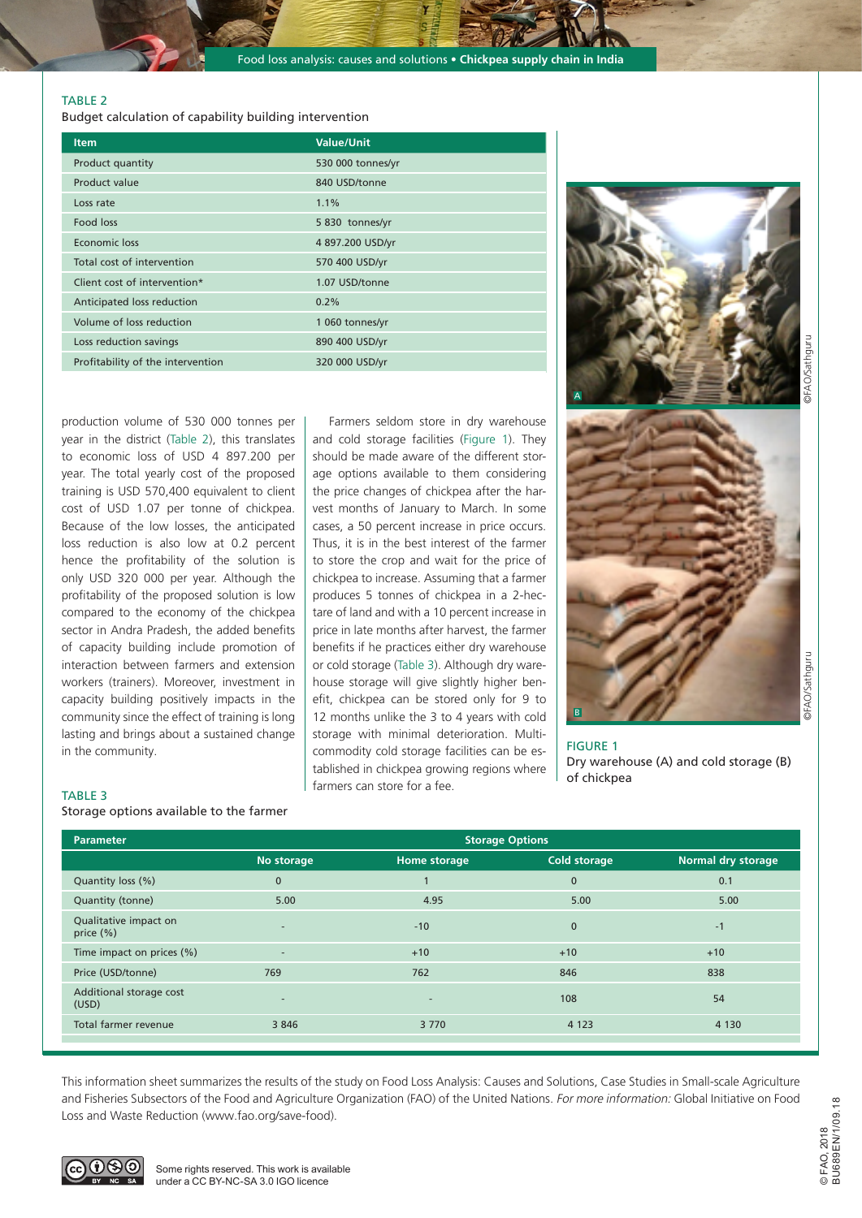TABLE 2

Budget calculation of capability building intervention

| Item | Value/Unit |
|---|---|
| Product quantity | 530 000 tonnes/yr |
| Product value | 840 USD/tonne |
| Loss rate | 1.1% |
| Food loss | 5 830 tonnes/yr |
| Economic loss | 4 897.200 USD/yr |
| Total cost of intervention | 570 400 USD/yr |
| Client cost of intervention* | 1.07 USD/tonne |
| Anticipated loss reduction | 0.2% |
| Volume of loss reduction | 1 060 tonnes/yr |
| Loss reduction savings | 890 400 USD/yr |
| Profitability of the intervention | 320 000 USD/yr |

production volume of 530 000 tonnes per year in the district (Table 2), this translates to economic loss of USD 4 897.200 per year. The total yearly cost of the proposed training is USD 570,400 equivalent to client cost of USD 1.07 per tonne of chickpea. Because of the low losses, the anticipated loss reduction is also low at 0.2 percent hence the profitability of the solution is only USD 320 000 per year. Although the profitability of the proposed solution is low compared to the economy of the chickpea sector in Andra Pradesh, the added benefits of capacity building include promotion of interaction between farmers and extension workers (trainers). Moreover, investment in capacity building positively impacts in the community since the effect of training is long lasting and brings about a sustained change in the community.

Farmers seldom store in dry warehouse and cold storage facilities (Figure 1). They should be made aware of the different storage options available to them considering the price changes of chickpea after the harvest months of January to March. In some cases, a 50 percent increase in price occurs. Thus, it is in the best interest of the farmer to store the crop and wait for the price of chickpea to increase. Assuming that a farmer produces 5 tonnes of chickpea in a 2-hectare of land and with a 10 percent increase in price in late months after harvest, the farmer benefits if he practices either dry warehouse or cold storage (Table 3). Although dry warehouse storage will give slightly higher benefit, chickpea can be stored only for 9 to 12 months unlike the 3 to 4 years with cold storage with minimal deterioration. Multi-commodity cold storage facilities can be established in chickpea growing regions where farmers can store for a fee.

FIGURE 1
Dry warehouse (A) and cold storage (B) of chickpea

TABLE 3

Storage options available to the farmer

| Parameter | Storage Options | | | |
|---|---|---|---|---|
| | No storage | Home storage | Cold storage | Normal dry storage |
| Quantity loss (%) | 0 | 1 | 0 | 0.1 |
| Quantity (tonne) | 5.00 | 4.95 | 5.00 | 5.00 |
| Qualitative impact on price (%) | - | -10 | 0 | -1 |
| Time impact on prices (%) | - | +10 | +10 | +10 |
| Price (USD/tonne) | 769 | 762 | 846 | 838 |
| Additional storage cost (USD) | - | - | 108 | 54 |
| Total farmer revenue | 3 846 | 3 770 | 4 123 | 4 130 |

This information sheet summarizes the results of the study on Food Loss Analysis: Causes and Solutions, Case Studies in Small-scale Agriculture and Fisheries Subsectors of the Food and Agriculture Organization (FAO) of the United Nations. *For more information:* Global Initiative on Food Loss and Waste Reduction (www.fao.org/save-food).

Some rights reserved. This work is available under a CC BY-NC-SA 3.0 IGO licence

© FAO, 2018
BU689EN/1/09.18